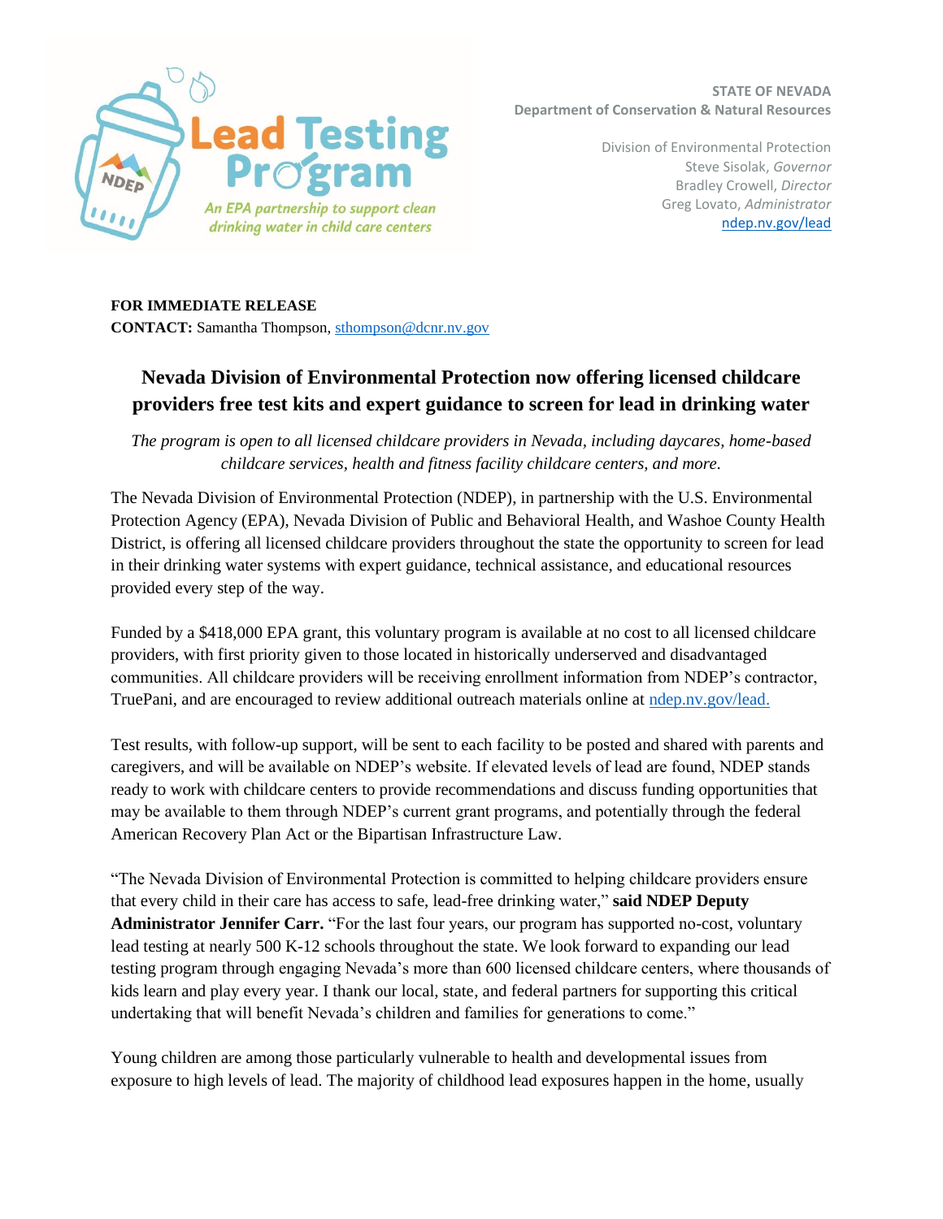Lead Testing Program

*An EPA partnership to support clean drinking water in child care centers*

**STATE OF NEVADA**
**Department of Conservation & Natural Resources**

Division of Environmental Protection
Steve Sisolak, *Governor*
Bradley Crowell, *Director*
Greg Lovato, *Administrator*
[ndep.nv.gov/lead](ndep.nv.gov/lead)

**FOR IMMEDIATE RELEASE**
**CONTACT:** Samantha Thompson, [sthompson@dcnr.nv.gov](mailto:sthompson@dcnr.nv.gov)

# Nevada Division of Environmental Protection now offering licensed childcare providers free test kits and expert guidance to screen for lead in drinking water

*The program is open to all licensed childcare providers in Nevada, including daycares, home-based childcare services, health and fitness facility childcare centers, and more.*

The Nevada Division of Environmental Protection (NDEP), in partnership with the U.S. Environmental Protection Agency (EPA), Nevada Division of Public and Behavioral Health, and Washoe County Health District, is offering all licensed childcare providers throughout the state the opportunity to screen for lead in their drinking water systems with expert guidance, technical assistance, and educational resources provided every step of the way.

Funded by a $418,000 EPA grant, this voluntary program is available at no cost to all licensed childcare providers, with first priority given to those located in historically underserved and disadvantaged communities. All childcare providers will be receiving enrollment information from NDEP's contractor, TruePani, and are encouraged to review additional outreach materials online at [ndep.nv.gov/lead.](ndep.nv.gov/lead)

Test results, with follow-up support, will be sent to each facility to be posted and shared with parents and caregivers, and will be available on NDEP's website. If elevated levels of lead are found, NDEP stands ready to work with childcare centers to provide recommendations and discuss funding opportunities that may be available to them through NDEP's current grant programs, and potentially through the federal American Recovery Plan Act or the Bipartisan Infrastructure Law.

"The Nevada Division of Environmental Protection is committed to helping childcare providers ensure that every child in their care has access to safe, lead-free drinking water," **said NDEP Deputy Administrator Jennifer Carr.** "For the last four years, our program has supported no-cost, voluntary lead testing at nearly 500 K-12 schools throughout the state. We look forward to expanding our lead testing program through engaging Nevada's more than 600 licensed childcare centers, where thousands of kids learn and play every year. I thank our local, state, and federal partners for supporting this critical undertaking that will benefit Nevada's children and families for generations to come."

Young children are among those particularly vulnerable to health and developmental issues from exposure to high levels of lead. The majority of childhood lead exposures happen in the home, usually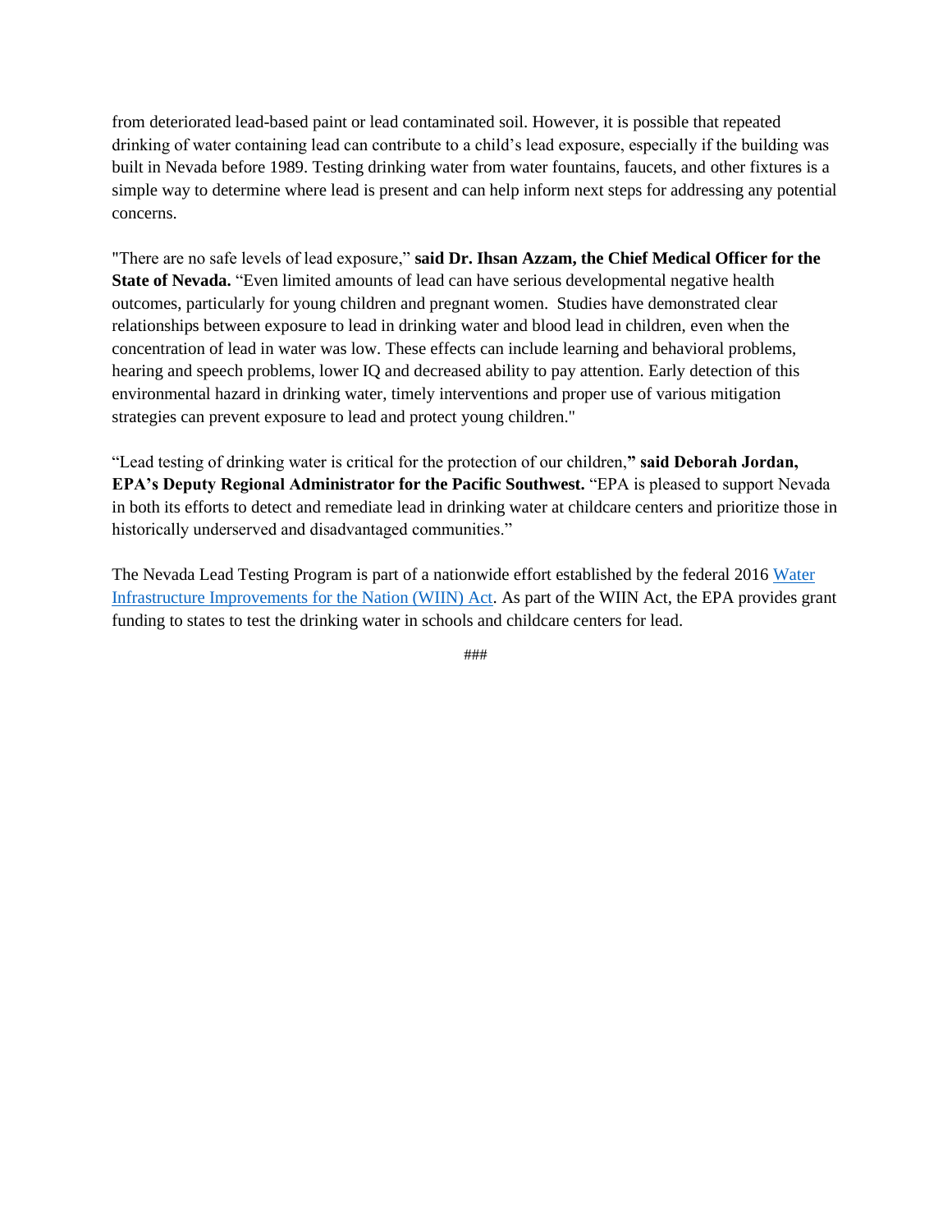from deteriorated lead-based paint or lead contaminated soil. However, it is possible that repeated drinking of water containing lead can contribute to a child's lead exposure, especially if the building was built in Nevada before 1989. Testing drinking water from water fountains, faucets, and other fixtures is a simple way to determine where lead is present and can help inform next steps for addressing any potential concerns.

"There are no safe levels of lead exposure," **said Dr. Ihsan Azzam, the Chief Medical Officer for the State of Nevada.** "Even limited amounts of lead can have serious developmental negative health outcomes, particularly for young children and pregnant women. Studies have demonstrated clear relationships between exposure to lead in drinking water and blood lead in children, even when the concentration of lead in water was low. These effects can include learning and behavioral problems, hearing and speech problems, lower IQ and decreased ability to pay attention. Early detection of this environmental hazard in drinking water, timely interventions and proper use of various mitigation strategies can prevent exposure to lead and protect young children."

"Lead testing of drinking water is critical for the protection of our children,**" said Deborah Jordan, EPA's Deputy Regional Administrator for the Pacific Southwest.** "EPA is pleased to support Nevada in both its efforts to detect and remediate lead in drinking water at childcare centers and prioritize those in historically underserved and disadvantaged communities."

The Nevada Lead Testing Program is part of a nationwide effort established by the federal 2016 Water Infrastructure Improvements for the Nation (WIIN) Act. As part of the WIIN Act, the EPA provides grant funding to states to test the drinking water in schools and childcare centers for lead.

###